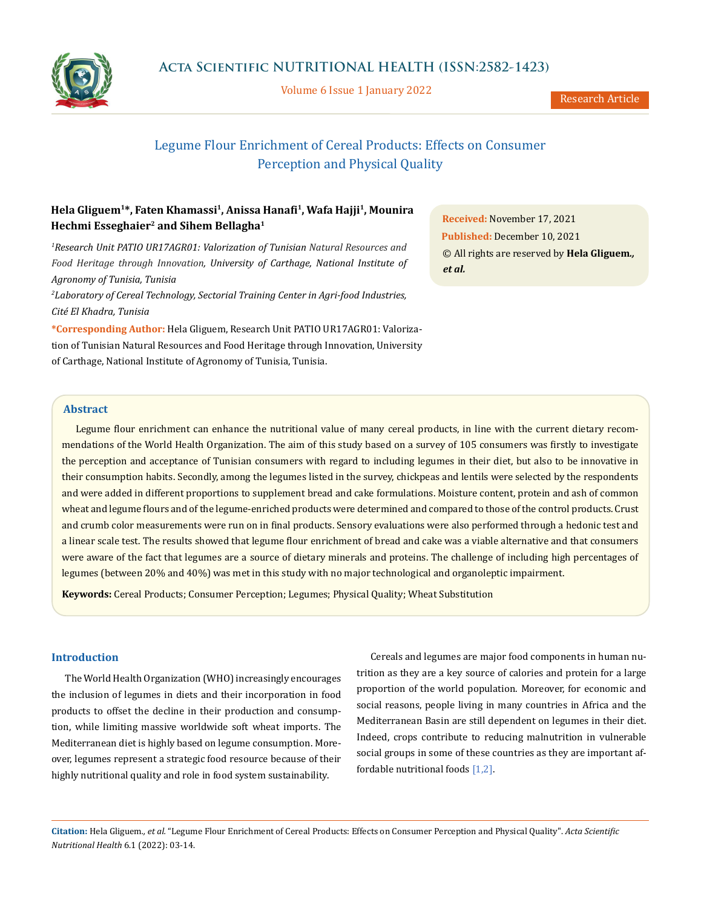# Legume Flour Enrichment of Cereal Products: Effects on Consumer Perception and Physical Quality

**Hela Gliguem[1]*, Faten Khamassi[1], Anissa Hanafi[1], Wafa Hajji[1], Mounira Hechmi Esseghaier[2] and Sihem Bellagha[1]**

[1]*Research Unit PATIO UR17AGR01: Valorization of Tunisian Natural Resources and Food Heritage through Innovation, University of Carthage, National Institute of Agronomy of Tunisia, Tunisia*

[2]*Laboratory of Cereal Technology, Sectorial Training Center in Agri-food Industries, Cité El Khadra, Tunisia*

***Corresponding Author:** Hela Gliguem, Research Unit PATIO UR17AGR01: Valorization of Tunisian Natural Resources and Food Heritage through Innovation, University of Carthage, National Institute of Agronomy of Tunisia, Tunisia.

**Received:** November 17, 2021
**Published:** December 10, 2021
© All rights are reserved by **Hela Gliguem., *et al.***

## Abstract

Legume flour enrichment can enhance the nutritional value of many cereal products, in line with the current dietary recommendations of the World Health Organization. The aim of this study based on a survey of 105 consumers was firstly to investigate the perception and acceptance of Tunisian consumers with regard to including legumes in their diet, but also to be innovative in their consumption habits. Secondly, among the legumes listed in the survey, chickpeas and lentils were selected by the respondents and were added in different proportions to supplement bread and cake formulations. Moisture content, protein and ash of common wheat and legume flours and of the legume-enriched products were determined and compared to those of the control products. Crust and crumb color measurements were run on in final products. Sensory evaluations were also performed through a hedonic test and a linear scale test. The results showed that legume flour enrichment of bread and cake was a viable alternative and that consumers were aware of the fact that legumes are a source of dietary minerals and proteins. The challenge of including high percentages of legumes (between 20% and 40%) was met in this study with no major technological and organoleptic impairment.

**Keywords:** Cereal Products; Consumer Perception; Legumes; Physical Quality; Wheat Substitution

## Introduction

The World Health Organization (WHO) increasingly encourages the inclusion of legumes in diets and their incorporation in food products to offset the decline in their production and consumption, while limiting massive worldwide soft wheat imports. The Mediterranean diet is highly based on legume consumption. Moreover, legumes represent a strategic food resource because of their highly nutritional quality and role in food system sustainability.

Cereals and legumes are major food components in human nutrition as they are a key source of calories and protein for a large proportion of the world population. Moreover, for economic and social reasons, people living in many countries in Africa and the Mediterranean Basin are still dependent on legumes in their diet. Indeed, crops contribute to reducing malnutrition in vulnerable social groups in some of these countries as they are important affordable nutritional foods [1,2].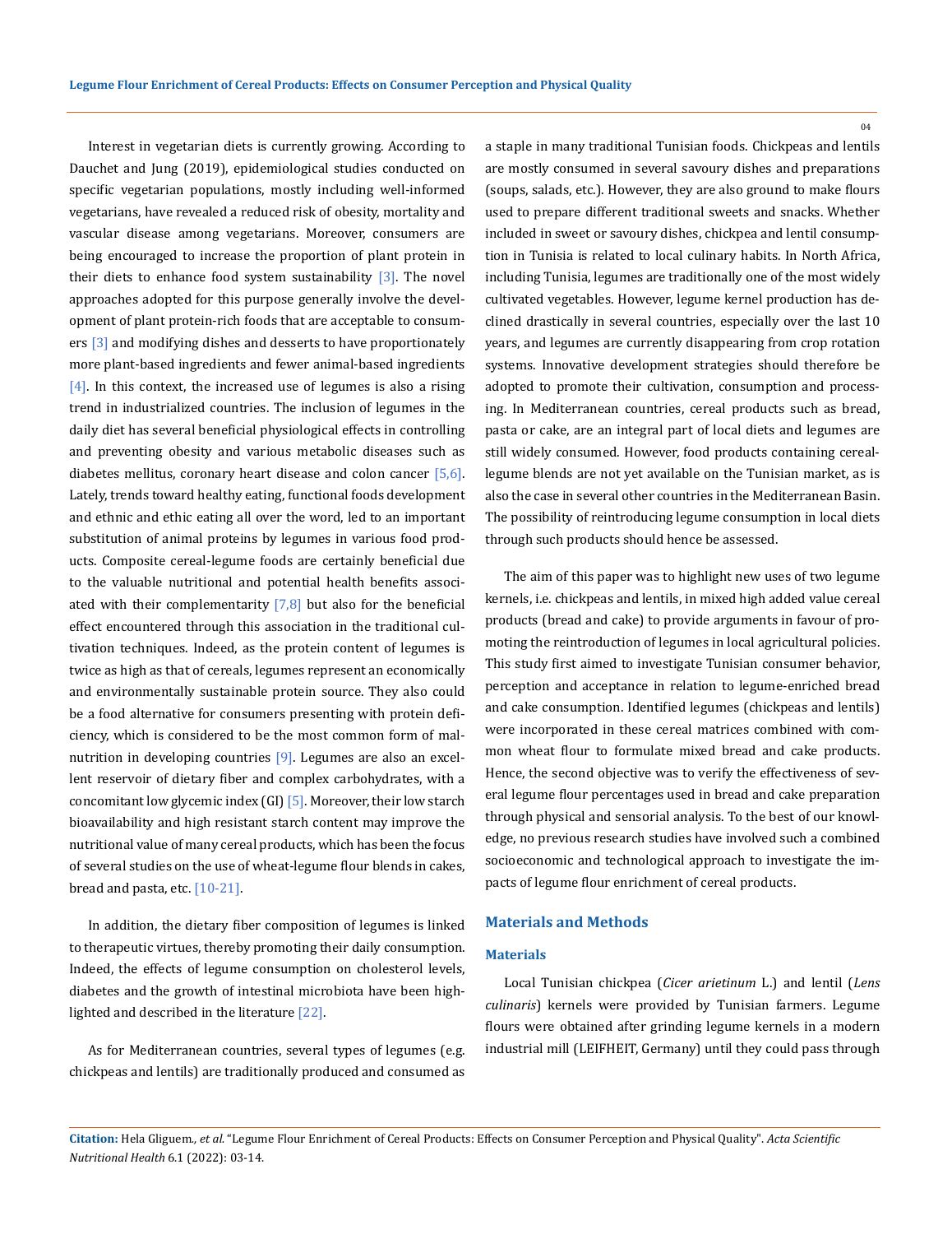Interest in vegetarian diets is currently growing. According to Dauchet and Jung (2019), epidemiological studies conducted on specific vegetarian populations, mostly including well-informed vegetarians, have revealed a reduced risk of obesity, mortality and vascular disease among vegetarians. Moreover, consumers are being encouraged to increase the proportion of plant protein in their diets to enhance food system sustainability [3]. The novel approaches adopted for this purpose generally involve the development of plant protein-rich foods that are acceptable to consumers [3] and modifying dishes and desserts to have proportionately more plant-based ingredients and fewer animal-based ingredients [4]. In this context, the increased use of legumes is also a rising trend in industrialized countries. The inclusion of legumes in the daily diet has several beneficial physiological effects in controlling and preventing obesity and various metabolic diseases such as diabetes mellitus, coronary heart disease and colon cancer [5,6]. Lately, trends toward healthy eating, functional foods development and ethnic and ethic eating all over the word, led to an important substitution of animal proteins by legumes in various food products. Composite cereal-legume foods are certainly beneficial due to the valuable nutritional and potential health benefits associated with their complementarity [7,8] but also for the beneficial effect encountered through this association in the traditional cultivation techniques. Indeed, as the protein content of legumes is twice as high as that of cereals, legumes represent an economically and environmentally sustainable protein source. They also could be a food alternative for consumers presenting with protein deficiency, which is considered to be the most common form of malnutrition in developing countries [9]. Legumes are also an excellent reservoir of dietary fiber and complex carbohydrates, with a concomitant low glycemic index (GI) [5]. Moreover, their low starch bioavailability and high resistant starch content may improve the nutritional value of many cereal products, which has been the focus of several studies on the use of wheat-legume flour blends in cakes, bread and pasta, etc. [10-21].

In addition, the dietary fiber composition of legumes is linked to therapeutic virtues, thereby promoting their daily consumption. Indeed, the effects of legume consumption on cholesterol levels, diabetes and the growth of intestinal microbiota have been highlighted and described in the literature [22].

As for Mediterranean countries, several types of legumes (e.g. chickpeas and lentils) are traditionally produced and consumed as a staple in many traditional Tunisian foods. Chickpeas and lentils are mostly consumed in several savoury dishes and preparations (soups, salads, etc.). However, they are also ground to make flours used to prepare different traditional sweets and snacks. Whether included in sweet or savoury dishes, chickpea and lentil consumption in Tunisia is related to local culinary habits. In North Africa, including Tunisia, legumes are traditionally one of the most widely cultivated vegetables. However, legume kernel production has declined drastically in several countries, especially over the last 10 years, and legumes are currently disappearing from crop rotation systems. Innovative development strategies should therefore be adopted to promote their cultivation, consumption and processing. In Mediterranean countries, cereal products such as bread, pasta or cake, are an integral part of local diets and legumes are still widely consumed. However, food products containing cereal-legume blends are not yet available on the Tunisian market, as is also the case in several other countries in the Mediterranean Basin. The possibility of reintroducing legume consumption in local diets through such products should hence be assessed.

The aim of this paper was to highlight new uses of two legume kernels, i.e. chickpeas and lentils, in mixed high added value cereal products (bread and cake) to provide arguments in favour of promoting the reintroduction of legumes in local agricultural policies. This study first aimed to investigate Tunisian consumer behavior, perception and acceptance in relation to legume-enriched bread and cake consumption. Identified legumes (chickpeas and lentils) were incorporated in these cereal matrices combined with common wheat flour to formulate mixed bread and cake products. Hence, the second objective was to verify the effectiveness of several legume flour percentages used in bread and cake preparation through physical and sensorial analysis. To the best of our knowledge, no previous research studies have involved such a combined socioeconomic and technological approach to investigate the impacts of legume flour enrichment of cereal products.

## Materials and Methods

### Materials

Local Tunisian chickpea (*Cicer arietinum* L.) and lentil (*Lens culinaris*) kernels were provided by Tunisian farmers. Legume flours were obtained after grinding legume kernels in a modern industrial mill (LEIFHEIT, Germany) until they could pass through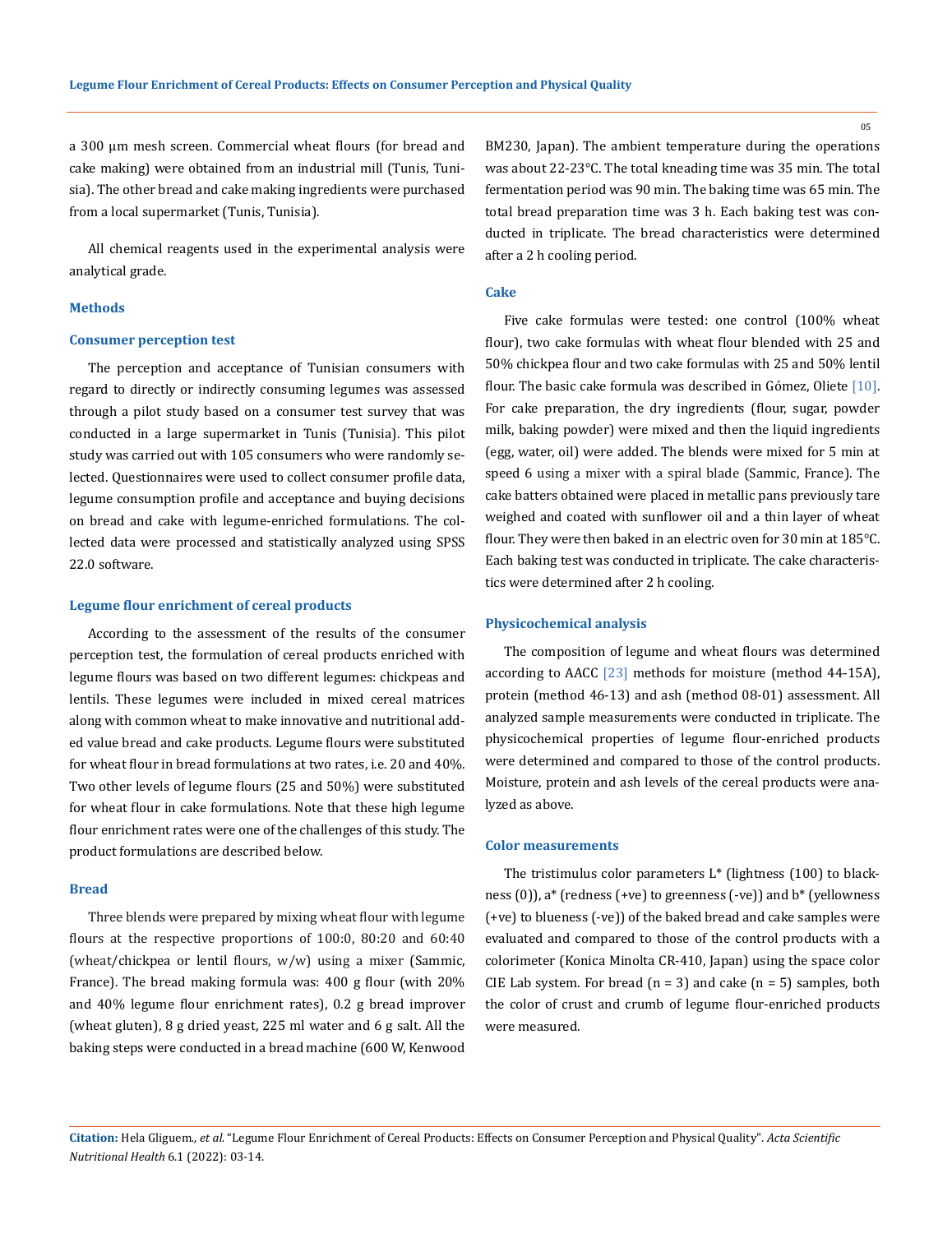a 300 µm mesh screen. Commercial wheat flours (for bread and cake making) were obtained from an industrial mill (Tunis, Tunisia). The other bread and cake making ingredients were purchased from a local supermarket (Tunis, Tunisia).

All chemical reagents used in the experimental analysis were analytical grade.

### Methods

#### Consumer perception test

The perception and acceptance of Tunisian consumers with regard to directly or indirectly consuming legumes was assessed through a pilot study based on a consumer test survey that was conducted in a large supermarket in Tunis (Tunisia). This pilot study was carried out with 105 consumers who were randomly selected. Questionnaires were used to collect consumer profile data, legume consumption profile and acceptance and buying decisions on bread and cake with legume-enriched formulations. The collected data were processed and statistically analyzed using SPSS 22.0 software.

#### Legume flour enrichment of cereal products

According to the assessment of the results of the consumer perception test, the formulation of cereal products enriched with legume flours was based on two different legumes: chickpeas and lentils. These legumes were included in mixed cereal matrices along with common wheat to make innovative and nutritional added value bread and cake products. Legume flours were substituted for wheat flour in bread formulations at two rates, i.e. 20 and 40%. Two other levels of legume flours (25 and 50%) were substituted for wheat flour in cake formulations. Note that these high legume flour enrichment rates were one of the challenges of this study. The product formulations are described below.

#### Bread

Three blends were prepared by mixing wheat flour with legume flours at the respective proportions of 100:0, 80:20 and 60:40 (wheat/chickpea or lentil flours, w/w) using a mixer (Sammic, France). The bread making formula was: 400 g flour (with 20% and 40% legume flour enrichment rates), 0.2 g bread improver (wheat gluten), 8 g dried yeast, 225 ml water and 6 g salt. All the baking steps were conducted in a bread machine (600 W, Kenwood BM230, Japan). The ambient temperature during the operations was about 22-23°C. The total kneading time was 35 min. The total fermentation period was 90 min. The baking time was 65 min. The total bread preparation time was 3 h. Each baking test was conducted in triplicate. The bread characteristics were determined after a 2 h cooling period.

#### Cake

Five cake formulas were tested: one control (100% wheat flour), two cake formulas with wheat flour blended with 25 and 50% chickpea flour and two cake formulas with 25 and 50% lentil flour. The basic cake formula was described in Gómez, Oliete [10]. For cake preparation, the dry ingredients (flour, sugar, powder milk, baking powder) were mixed and then the liquid ingredients (egg, water, oil) were added. The blends were mixed for 5 min at speed 6 using a mixer with a spiral blade (Sammic, France). The cake batters obtained were placed in metallic pans previously tare weighed and coated with sunflower oil and a thin layer of wheat flour. They were then baked in an electric oven for 30 min at 185°C. Each baking test was conducted in triplicate. The cake characteristics were determined after 2 h cooling.

#### Physicochemical analysis

The composition of legume and wheat flours was determined according to AACC [23] methods for moisture (method 44-15A), protein (method 46-13) and ash (method 08-01) assessment. All analyzed sample measurements were conducted in triplicate. The physicochemical properties of legume flour-enriched products were determined and compared to those of the control products. Moisture, protein and ash levels of the cereal products were analyzed as above.

#### Color measurements

The tristimulus color parameters L* (lightness (100) to blackness (0)), a* (redness (+ve) to greenness (-ve)) and b* (yellowness (+ve) to blueness (-ve)) of the baked bread and cake samples were evaluated and compared to those of the control products with a colorimeter (Konica Minolta CR-410, Japan) using the space color CIE Lab system. For bread (n = 3) and cake (n = 5) samples, both the color of crust and crumb of legume flour-enriched products were measured.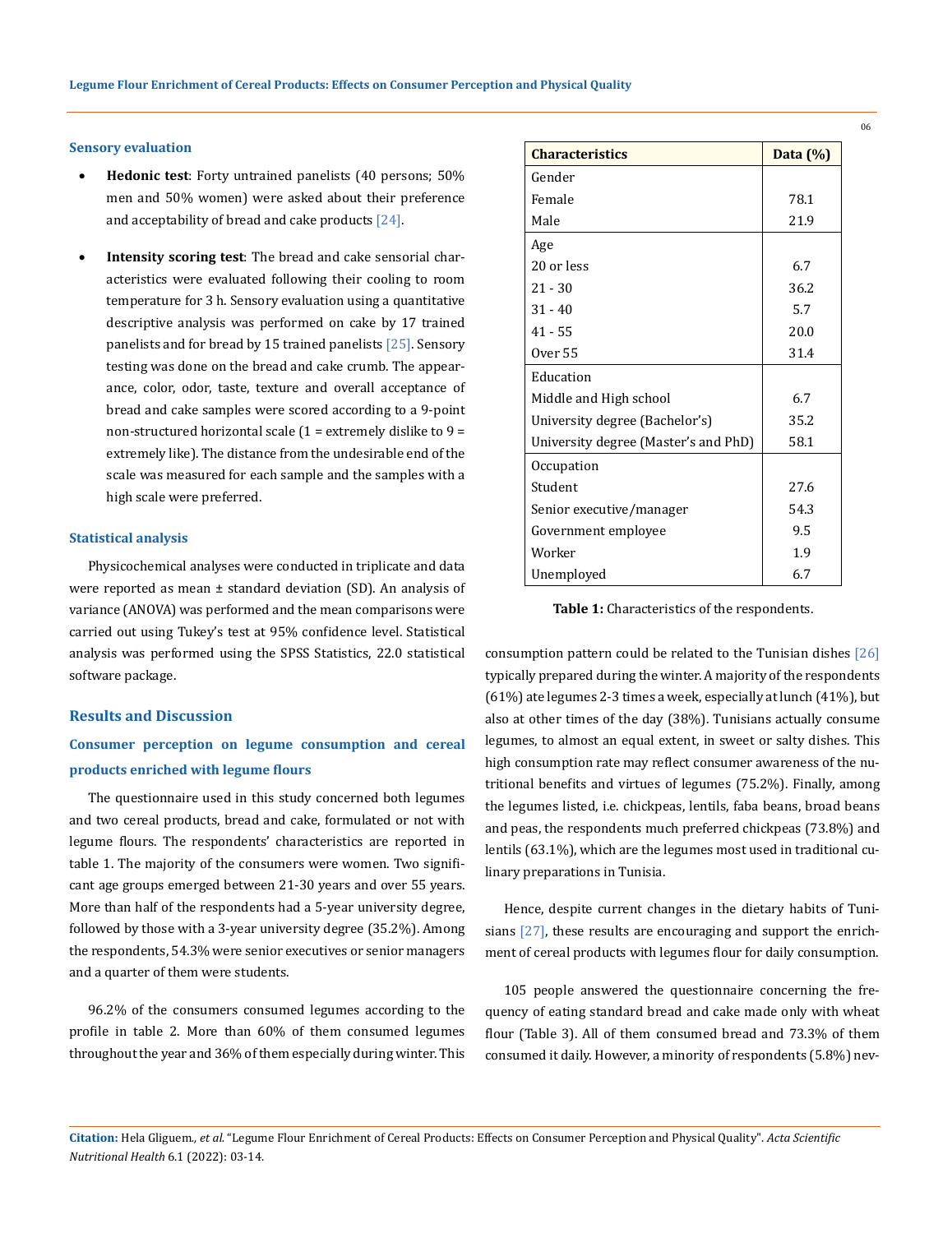### Sensory evaluation

- **Hedonic test**: Forty untrained panelists (40 persons; 50% men and 50% women) were asked about their preference and acceptability of bread and cake products [24].
- **Intensity scoring test**: The bread and cake sensorial characteristics were evaluated following their cooling to room temperature for 3 h. Sensory evaluation using a quantitative descriptive analysis was performed on cake by 17 trained panelists and for bread by 15 trained panelists [25]. Sensory testing was done on the bread and cake crumb. The appearance, color, odor, taste, texture and overall acceptance of bread and cake samples were scored according to a 9-point non-structured horizontal scale (1 = extremely dislike to 9 = extremely like). The distance from the undesirable end of the scale was measured for each sample and the samples with a high scale were preferred.

### Statistical analysis

Physicochemical analyses were conducted in triplicate and data were reported as mean ± standard deviation (SD). An analysis of variance (ANOVA) was performed and the mean comparisons were carried out using Tukey's test at 95% confidence level. Statistical analysis was performed using the SPSS Statistics, 22.0 statistical software package.

## Results and Discussion

### Consumer perception on legume consumption and cereal products enriched with legume flours

The questionnaire used in this study concerned both legumes and two cereal products, bread and cake, formulated or not with legume flours. The respondents' characteristics are reported in table 1. The majority of the consumers were women. Two significant age groups emerged between 21-30 years and over 55 years. More than half of the respondents had a 5-year university degree, followed by those with a 3-year university degree (35.2%). Among the respondents, 54.3% were senior executives or senior managers and a quarter of them were students.

| Characteristics | Data (%) |
|---|---|
| Gender | |
| Female | 78.1 |
| Male | 21.9 |
| Age | |
| 20 or less | 6.7 |
| 21 - 30 | 36.2 |
| 31 - 40 | 5.7 |
| 41 - 55 | 20.0 |
| Over 55 | 31.4 |
| Education | |
| Middle and High school | 6.7 |
| University degree (Bachelor's) | 35.2 |
| University degree (Master's and PhD) | 58.1 |
| Occupation | |
| Student | 27.6 |
| Senior executive/manager | 54.3 |
| Government employee | 9.5 |
| Worker | 1.9 |
| Unemployed | 6.7 |

**Table 1:** Characteristics of the respondents.

96.2% of the consumers consumed legumes according to the profile in table 2. More than 60% of them consumed legumes throughout the year and 36% of them especially during winter. This consumption pattern could be related to the Tunisian dishes [26] typically prepared during the winter. A majority of the respondents (61%) ate legumes 2-3 times a week, especially at lunch (41%), but also at other times of the day (38%). Tunisians actually consume legumes, to almost an equal extent, in sweet or salty dishes. This high consumption rate may reflect consumer awareness of the nutritional benefits and virtues of legumes (75.2%). Finally, among the legumes listed, i.e. chickpeas, lentils, faba beans, broad beans and peas, the respondents much preferred chickpeas (73.8%) and lentils (63.1%), which are the legumes most used in traditional culinary preparations in Tunisia.

Hence, despite current changes in the dietary habits of Tunisians [27], these results are encouraging and support the enrichment of cereal products with legumes flour for daily consumption.

105 people answered the questionnaire concerning the frequency of eating standard bread and cake made only with wheat flour (Table 3). All of them consumed bread and 73.3% of them consumed it daily. However, a minority of respondents (5.8%) nev-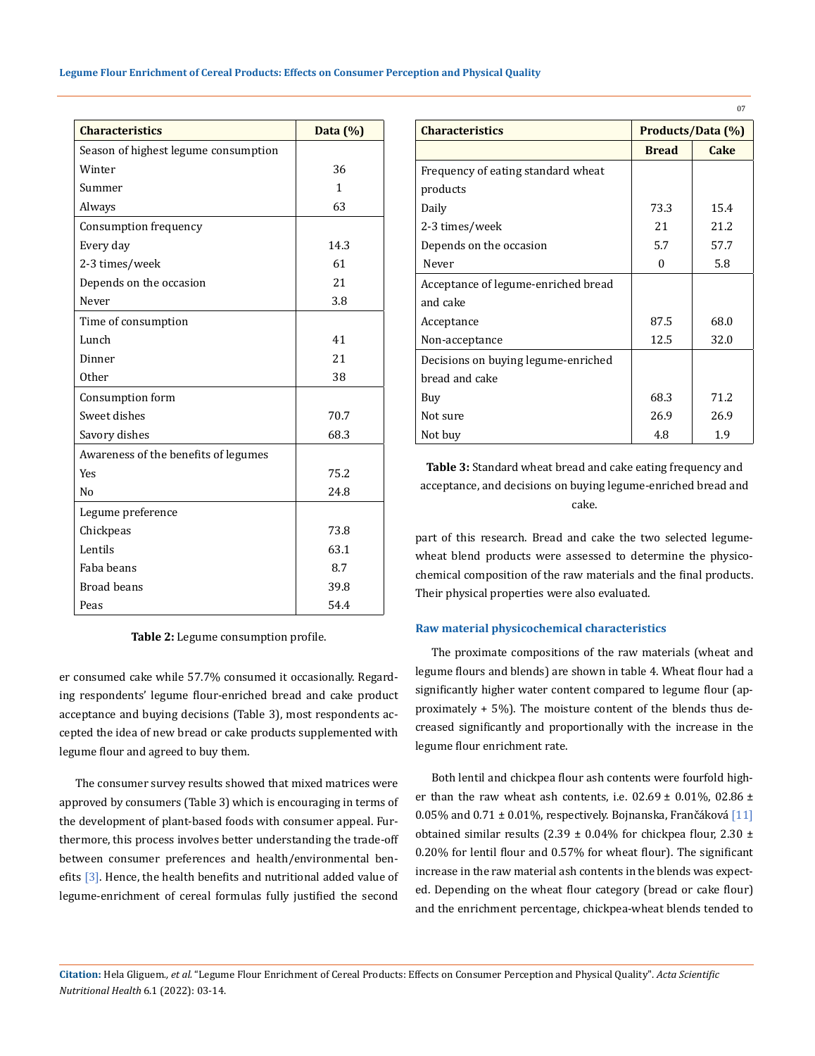| Characteristics | Data (%) |
|---|---|
| Season of highest legume consumption | |
| Winter | 36 |
| Summer | 1 |
| Always | 63 |
| Consumption frequency | |
| Every day | 14.3 |
| 2-3 times/week | 61 |
| Depends on the occasion | 21 |
| Never | 3.8 |
| Time of consumption | |
| Lunch | 41 |
| Dinner | 21 |
| Other | 38 |
| Consumption form | |
| Sweet dishes | 70.7 |
| Savory dishes | 68.3 |
| Awareness of the benefits of legumes | |
| Yes | 75.2 |
| No | 24.8 |
| Legume preference | |
| Chickpeas | 73.8 |
| Lentils | 63.1 |
| Faba beans | 8.7 |
| Broad beans | 39.8 |
| Peas | 54.4 |

**Table 2:** Legume consumption profile.

er consumed cake while 57.7% consumed it occasionally. Regarding respondents' legume flour-enriched bread and cake product acceptance and buying decisions (Table 3), most respondents accepted the idea of new bread or cake products supplemented with legume flour and agreed to buy them.

The consumer survey results showed that mixed matrices were approved by consumers (Table 3) which is encouraging in terms of the development of plant-based foods with consumer appeal. Furthermore, this process involves better understanding the trade-off between consumer preferences and health/environmental benefits [3]. Hence, the health benefits and nutritional added value of legume-enrichment of cereal formulas fully justified the second part of this research. Bread and cake the two selected legume-wheat blend products were assessed to determine the physicochemical composition of the raw materials and the final products. Their physical properties were also evaluated.

| Characteristics | Products/Data (%) | |
|---|---|---|
| | Bread | Cake |
| Frequency of eating standard wheat products | | |
| Daily | 73.3 | 15.4 |
| 2-3 times/week | 21 | 21.2 |
| Depends on the occasion | 5.7 | 57.7 |
| Never | 0 | 5.8 |
| Acceptance of legume-enriched bread and cake | | |
| Acceptance | 87.5 | 68.0 |
| Non-acceptance | 12.5 | 32.0 |
| Decisions on buying legume-enriched bread and cake | | |
| Buy | 68.3 | 71.2 |
| Not sure | 26.9 | 26.9 |
| Not buy | 4.8 | 1.9 |

**Table 3:** Standard wheat bread and cake eating frequency and acceptance, and decisions on buying legume-enriched bread and cake.

### Raw material physicochemical characteristics

The proximate compositions of the raw materials (wheat and legume flours and blends) are shown in table 4. Wheat flour had a significantly higher water content compared to legume flour (approximately + 5%). The moisture content of the blends thus decreased significantly and proportionally with the increase in the legume flour enrichment rate.

Both lentil and chickpea flour ash contents were fourfold higher than the raw wheat ash contents, i.e. 02.69 ± 0.01%, 02.86 ± 0.05% and 0.71 ± 0.01%, respectively. Bojnanska, Frančáková [11] obtained similar results (2.39 ± 0.04% for chickpea flour, 2.30 ± 0.20% for lentil flour and 0.57% for wheat flour). The significant increase in the raw material ash contents in the blends was expected. Depending on the wheat flour category (bread or cake flour) and the enrichment percentage, chickpea-wheat blends tended to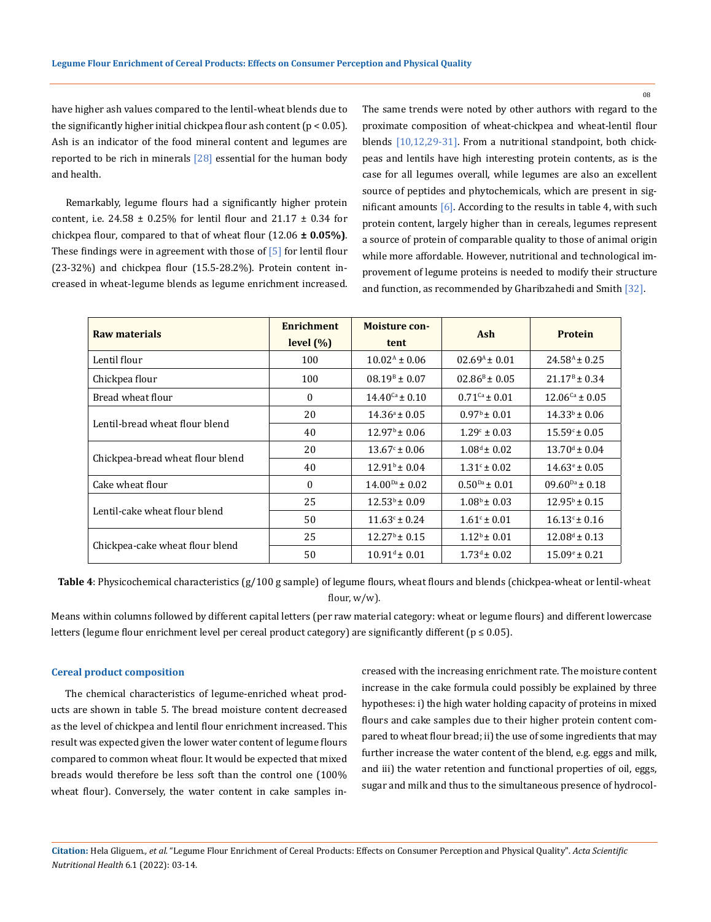have higher ash values compared to the lentil-wheat blends due to the significantly higher initial chickpea flour ash content ($p < 0.05$). Ash is an indicator of the food mineral content and legumes are reported to be rich in minerals [28] essential for the human body and health.

Remarkably, legume flours had a significantly higher protein content, i.e. 24.58 ± 0.25% for lentil flour and 21.17 ± 0.34 for chickpea flour, compared to that of wheat flour (12.06 **± 0.05%)**. These findings were in agreement with those of [5] for lentil flour (23-32%) and chickpea flour (15.5-28.2%). Protein content increased in wheat-legume blends as legume enrichment increased. The same trends were noted by other authors with regard to the proximate composition of wheat-chickpea and wheat-lentil flour blends [10,12,29-31]. From a nutritional standpoint, both chickpeas and lentils have high interesting protein contents, as is the case for all legumes overall, while legumes are also an excellent source of peptides and phytochemicals, which are present in significant amounts [6]. According to the results in table 4, with such protein content, largely higher than in cereals, legumes represent a source of protein of comparable quality to those of animal origin while more affordable. However, nutritional and technological improvement of legume proteins is needed to modify their structure and function, as recommended by Gharibzahedi and Smith [32].

| Raw materials | Enrichment level (%) | Moisture content | Ash | Protein |
|---|---|---|---|---|
| Lentil flour | 100 | $10.02^{A} \pm 0.06$ | $02.69^{A} \pm 0.01$ | $24.58^{A} \pm 0.25$ |
| Chickpea flour | 100 | $08.19^{B} \pm 0.07$ | $02.86^{B} \pm 0.05$ | $21.17^{B} \pm 0.34$ |
| Bread wheat flour | 0 | $14.40^{Ca} \pm 0.10$ | $0.71^{Ca} \pm 0.01$ | $12.06^{Ca} \pm 0.05$ |
| Lentil-bread wheat flour blend | 20 | $14.36^{a} \pm 0.05$ | $0.97^{b} \pm 0.01$ | $14.33^{b} \pm 0.06$ |
| | 40 | $12.97^{b} \pm 0.06$ | $1.29^{c} \pm 0.03$ | $15.59^{c} \pm 0.05$ |
| Chickpea-bread wheat flour blend | 20 | $13.67^{c} \pm 0.06$ | $1.08^{d} \pm 0.02$ | $13.70^{d} \pm 0.04$ |
| | 40 | $12.91^{b} \pm 0.04$ | $1.31^{c} \pm 0.02$ | $14.63^{e} \pm 0.05$ |
| Cake wheat flour | 0 | $14.00^{Da} \pm 0.02$ | $0.50^{Da} \pm 0.01$ | $09.60^{Da} \pm 0.18$ |
| Lentil-cake wheat flour blend | 25 | $12.53^{b} \pm 0.09$ | $1.08^{b} \pm 0.03$ | $12.95^{b} \pm 0.15$ |
| | 50 | $11.63^{c} \pm 0.24$ | $1.61^{c} \pm 0.01$ | $16.13^{c} \pm 0.16$ |
| Chickpea-cake wheat flour blend | 25 | $12.27^{b} \pm 0.15$ | $1.12^{b} \pm 0.01$ | $12.08^{d} \pm 0.13$ |
| | 50 | $10.91^{d} \pm 0.01$ | $1.73^{d} \pm 0.02$ | $15.09^{e} \pm 0.21$ |

**Table 4**: Physicochemical characteristics (g/100 g sample) of legume flours, wheat flours and blends (chickpea-wheat or lentil-wheat flour, w/w).

Means within columns followed by different capital letters (per raw material category: wheat or legume flours) and different lowercase letters (legume flour enrichment level per cereal product category) are significantly different ($p \leq 0.05$).

### Cereal product composition

The chemical characteristics of legume-enriched wheat products are shown in table 5. The bread moisture content decreased as the level of chickpea and lentil flour enrichment increased. This result was expected given the lower water content of legume flours compared to common wheat flour. It would be expected that mixed breads would therefore be less soft than the control one (100% wheat flour). Conversely, the water content in cake samples increased with the increasing enrichment rate. The moisture content increase in the cake formula could possibly be explained by three hypotheses: i) the high water holding capacity of proteins in mixed flours and cake samples due to their higher protein content compared to wheat flour bread; ii) the use of some ingredients that may further increase the water content of the blend, e.g. eggs and milk, and iii) the water retention and functional properties of oil, eggs, sugar and milk and thus to the simultaneous presence of hydrocol-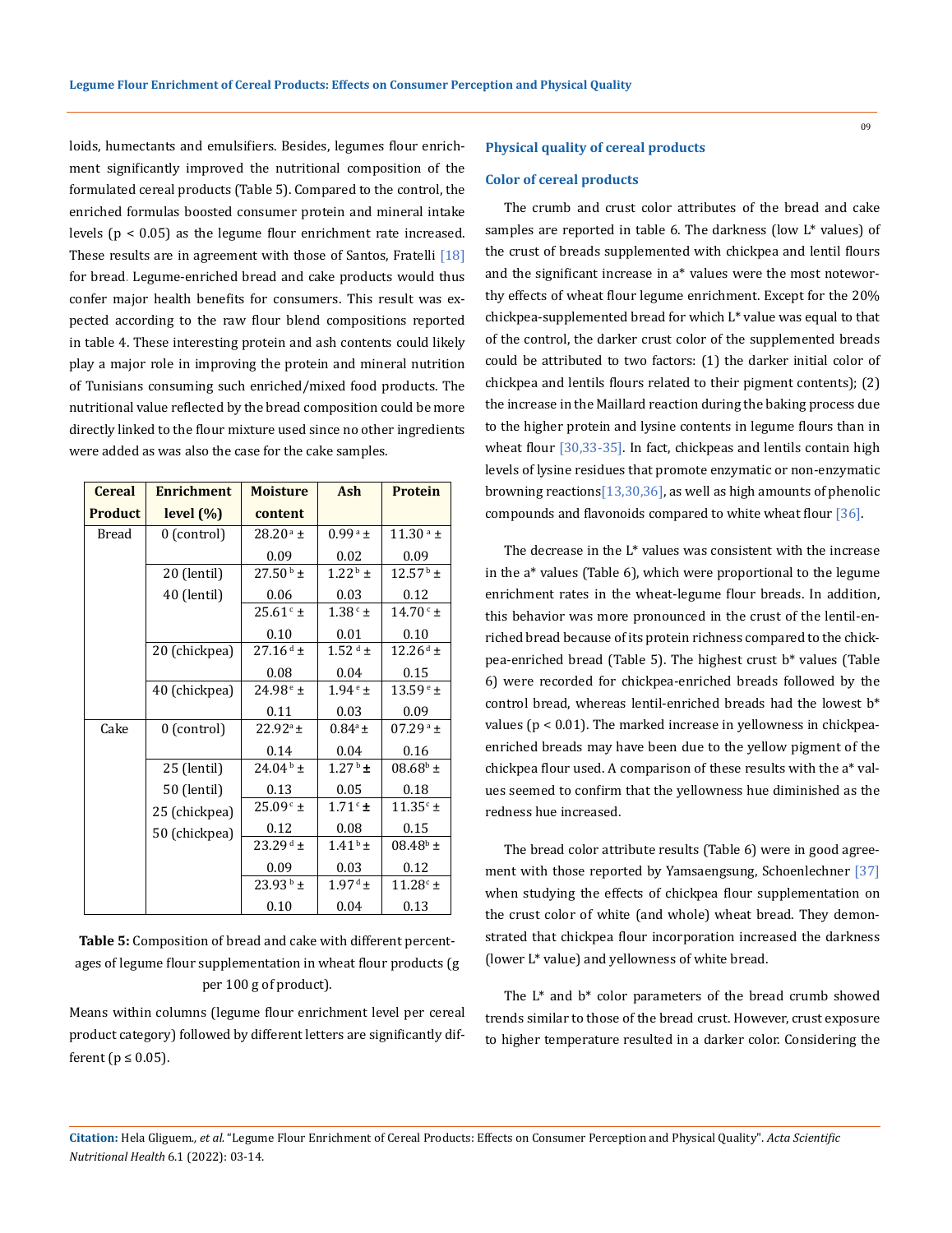loids, humectants and emulsifiers. Besides, legumes flour enrichment significantly improved the nutritional composition of the formulated cereal products (Table 5). Compared to the control, the enriched formulas boosted consumer protein and mineral intake levels ($p < 0.05$) as the legume flour enrichment rate increased. These results are in agreement with those of Santos, Fratelli [18] for bread. Legume-enriched bread and cake products would thus confer major health benefits for consumers. This result was expected according to the raw flour blend compositions reported in table 4. These interesting protein and ash contents could likely play a major role in improving the protein and mineral nutrition of Tunisians consuming such enriched/mixed food products. The nutritional value reflected by the bread composition could be more directly linked to the flour mixture used since no other ingredients were added as was also the case for the cake samples.

| Cereal Product | Enrichment level (%) | Moisture content | Ash | Protein |
|---|---|---|---|---|
| Bread | 0 (control) | 28.20$^{a}$ ± 0.09 | 0.99$^{a}$ ± 0.02 | 11.30$^{a}$ ± 0.09 |
| | 20 (lentil) | 27.50$^{b}$ ± 0.06 | 1.22$^{b}$ ± 0.03 | 12.57$^{b}$ ± 0.12 |
| | 40 (lentil) | 25.61$^{c}$ ± 0.10 | 1.38$^{c}$ ± 0.01 | 14.70$^{c}$ ± 0.10 |
| | 20 (chickpea) | 27.16$^{d}$ ± 0.08 | 1.52$^{d}$ ± 0.04 | 12.26$^{d}$ ± 0.15 |
| | 40 (chickpea) | 24.98$^{e}$ ± 0.11 | 1.94$^{e}$ ± 0.03 | 13.59$^{e}$ ± 0.09 |
| Cake | 0 (control) | 22.92$^{a}$ ± 0.14 | 0.84$^{a}$ ± 0.04 | 07.29$^{a}$ ± 0.16 |
| | 25 (lentil) | 24.04$^{b}$ ± 0.13 | 1.27$^{b}$ ± 0.05 | 08.68$^{b}$ ± 0.18 |
| | 50 (lentil) | 25.09$^{c}$ ± 0.12 | 1.71$^{c}$ ± 0.08 | 11.35$^{c}$ ± 0.15 |
| | 25 (chickpea) | 23.29$^{d}$ ± 0.09 | 1.41$^{b}$ ± 0.03 | 08.48$^{b}$ ± 0.12 |
| | 50 (chickpea) | 23.93$^{b}$ ± 0.10 | 1.97$^{d}$ ± 0.04 | 11.28$^{c}$ ± 0.13 |

**Table 5:** Composition of bread and cake with different percentages of legume flour supplementation in wheat flour products (g per 100 g of product).

Means within columns (legume flour enrichment level per cereal product category) followed by different letters are significantly different ($p \leq 0.05$).

## Physical quality of cereal products

### Color of cereal products

The crumb and crust color attributes of the bread and cake samples are reported in table 6. The darkness (low L* values) of the crust of breads supplemented with chickpea and lentil flours and the significant increase in a* values were the most noteworthy effects of wheat flour legume enrichment. Except for the 20% chickpea-supplemented bread for which L* value was equal to that of the control, the darker crust color of the supplemented breads could be attributed to two factors: (1) the darker initial color of chickpea and lentils flours related to their pigment contents); (2) the increase in the Maillard reaction during the baking process due to the higher protein and lysine contents in legume flours than in wheat flour [30,33-35]. In fact, chickpeas and lentils contain high levels of lysine residues that promote enzymatic or non-enzymatic browning reactions[13,30,36], as well as high amounts of phenolic compounds and flavonoids compared to white wheat flour [36].

The decrease in the L* values was consistent with the increase in the a* values (Table 6), which were proportional to the legume enrichment rates in the wheat-legume flour breads. In addition, this behavior was more pronounced in the crust of the lentil-enriched bread because of its protein richness compared to the chickpea-enriched bread (Table 5). The highest crust b* values (Table 6) were recorded for chickpea-enriched breads followed by the control bread, whereas lentil-enriched breads had the lowest b* values ($p < 0.01$). The marked increase in yellowness in chickpea-enriched breads may have been due to the yellow pigment of the chickpea flour used. A comparison of these results with the a* values seemed to confirm that the yellowness hue diminished as the redness hue increased.

The bread color attribute results (Table 6) were in good agreement with those reported by Yamsaengsung, Schoenlechner [37] when studying the effects of chickpea flour supplementation on the crust color of white (and whole) wheat bread. They demonstrated that chickpea flour incorporation increased the darkness (lower L* value) and yellowness of white bread.

The L* and b* color parameters of the bread crumb showed trends similar to those of the bread crust. However, crust exposure to higher temperature resulted in a darker color. Considering the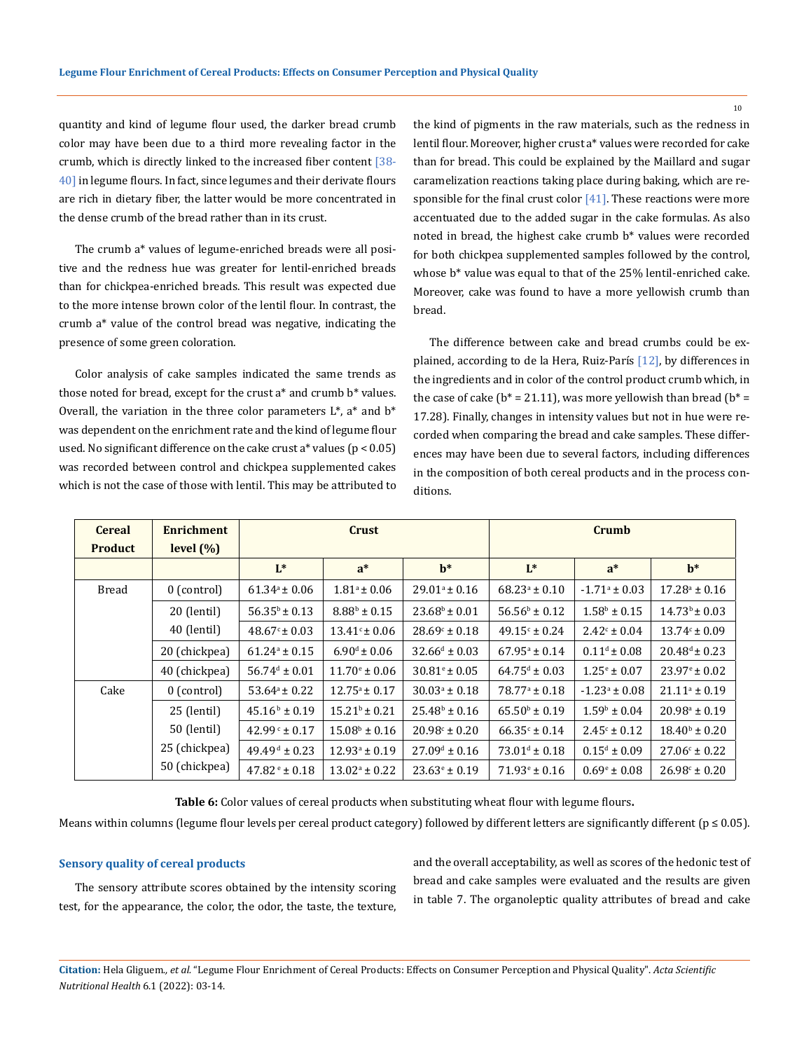quantity and kind of legume flour used, the darker bread crumb color may have been due to a third more revealing factor in the crumb, which is directly linked to the increased fiber content [38-40] in legume flours. In fact, since legumes and their derivate flours are rich in dietary fiber, the latter would be more concentrated in the dense crumb of the bread rather than in its crust.

The crumb a* values of legume-enriched breads were all positive and the redness hue was greater for lentil-enriched breads than for chickpea-enriched breads. This result was expected due to the more intense brown color of the lentil flour. In contrast, the crumb a* value of the control bread was negative, indicating the presence of some green coloration.

Color analysis of cake samples indicated the same trends as those noted for bread, except for the crust a* and crumb b* values. Overall, the variation in the three color parameters L*, a* and b* was dependent on the enrichment rate and the kind of legume flour used. No significant difference on the cake crust a* values ($p < 0.05$) was recorded between control and chickpea supplemented cakes which is not the case of those with lentil. This may be attributed to the kind of pigments in the raw materials, such as the redness in lentil flour. Moreover, higher crust a* values were recorded for cake than for bread. This could be explained by the Maillard and sugar caramelization reactions taking place during baking, which are responsible for the final crust color [41]. These reactions were more accentuated due to the added sugar in the cake formulas. As also noted in bread, the highest cake crumb b* values were recorded for both chickpea supplemented samples followed by the control, whose b* value was equal to that of the 25% lentil-enriched cake. Moreover, cake was found to have a more yellowish crumb than bread.

The difference between cake and bread crumbs could be explained, according to de la Hera, Ruiz-París [12], by differences in the ingredients and in color of the control product crumb which, in the case of cake (b* = 21.11), was more yellowish than bread (b* = 17.28). Finally, changes in intensity values but not in hue were recorded when comparing the bread and cake samples. These differences may have been due to several factors, including differences in the composition of both cereal products and in the process conditions.

| Cereal Product | Enrichment level (%) | Crust | | | Crumb | | |
|---|---|---|---|---|---|---|---|
| | | L* | a* | b* | L* | a* | b* |
| Bread | 0 (control) | $61.34^{a} \pm 0.06$ | $1.81^{a} \pm 0.06$ | $29.01^{a} \pm 0.16$ | $68.23^{a} \pm 0.10$ | $-1.71^{a} \pm 0.03$ | $17.28^{a} \pm 0.16$ |
| | 20 (lentil) | $56.35^{b} \pm 0.13$ | $8.88^{b} \pm 0.15$ | $23.68^{b} \pm 0.01$ | $56.56^{b} \pm 0.12$ | $1.58^{b} \pm 0.15$ | $14.73^{b} \pm 0.03$ |
| | 40 (lentil) | $48.67^{c} \pm 0.03$ | $13.41^{c} \pm 0.06$ | $28.69^{c} \pm 0.18$ | $49.15^{c} \pm 0.24$ | $2.42^{c} \pm 0.04$ | $13.74^{c} \pm 0.09$ |
| | 20 (chickpea) | $61.24^{a} \pm 0.15$ | $6.90^{d} \pm 0.06$ | $32.66^{d} \pm 0.03$ | $67.95^{a} \pm 0.14$ | $0.11^{d} \pm 0.08$ | $20.48^{d} \pm 0.23$ |
| | 40 (chickpea) | $56.74^{d} \pm 0.01$ | $11.70^{e} \pm 0.06$ | $30.81^{e} \pm 0.05$ | $64.75^{d} \pm 0.03$ | $1.25^{e} \pm 0.07$ | $23.97^{e} \pm 0.02$ |
| Cake | 0 (control) | $53.64^{a} \pm 0.22$ | $12.75^{a} \pm 0.17$ | $30.03^{a} \pm 0.18$ | $78.77^{a} \pm 0.18$ | $-1.23^{a} \pm 0.08$ | $21.11^{a} \pm 0.19$ |
| | 25 (lentil) | $45.16^{b} \pm 0.19$ | $15.21^{b} \pm 0.21$ | $25.48^{b} \pm 0.16$ | $65.50^{b} \pm 0.19$ | $1.59^{b} \pm 0.04$ | $20.98^{a} \pm 0.19$ |
| | 50 (lentil) | $42.99^{c} \pm 0.17$ | $15.08^{b} \pm 0.16$ | $20.98^{c} \pm 0.20$ | $66.35^{c} \pm 0.14$ | $2.45^{c} \pm 0.12$ | $18.40^{b} \pm 0.20$ |
| | 25 (chickpea) | $49.49^{d} \pm 0.23$ | $12.93^{a} \pm 0.19$ | $27.09^{d} \pm 0.16$ | $73.01^{d} \pm 0.18$ | $0.15^{d} \pm 0.09$ | $27.06^{c} \pm 0.22$ |
| | 50 (chickpea) | $47.82^{e} \pm 0.18$ | $13.02^{a} \pm 0.22$ | $23.63^{e} \pm 0.19$ | $71.93^{e} \pm 0.16$ | $0.69^{e} \pm 0.08$ | $26.98^{c} \pm 0.20$ |

**Table 6:** Color values of cereal products when substituting wheat flour with legume flours**.**

Means within columns (legume flour levels per cereal product category) followed by different letters are significantly different ($p \leq 0.05$).

### Sensory quality of cereal products

The sensory attribute scores obtained by the intensity scoring test, for the appearance, the color, the odor, the taste, the texture, and the overall acceptability, as well as scores of the hedonic test of bread and cake samples were evaluated and the results are given in table 7. The organoleptic quality attributes of bread and cake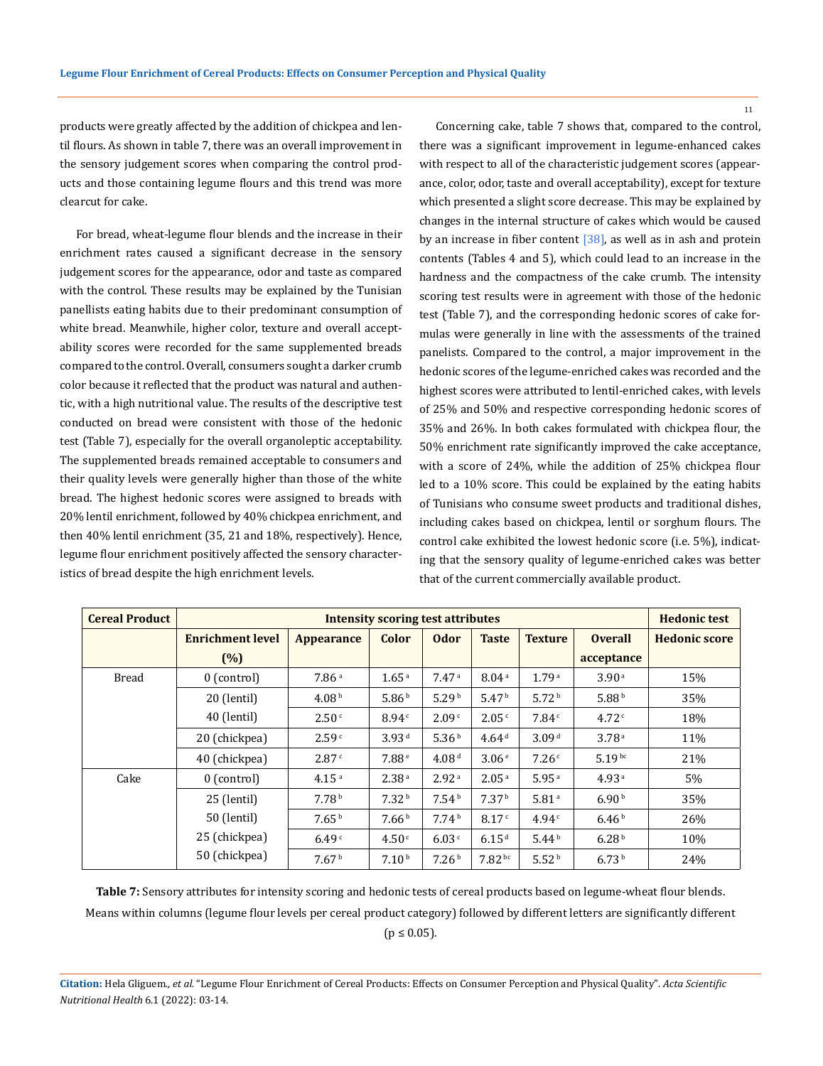products were greatly affected by the addition of chickpea and lentil flours. As shown in table 7, there was an overall improvement in the sensory judgement scores when comparing the control products and those containing legume flours and this trend was more clearcut for cake.

For bread, wheat-legume flour blends and the increase in their enrichment rates caused a significant decrease in the sensory judgement scores for the appearance, odor and taste as compared with the control. These results may be explained by the Tunisian panellists eating habits due to their predominant consumption of white bread. Meanwhile, higher color, texture and overall acceptability scores were recorded for the same supplemented breads compared to the control. Overall, consumers sought a darker crumb color because it reflected that the product was natural and authentic, with a high nutritional value. The results of the descriptive test conducted on bread were consistent with those of the hedonic test (Table 7), especially for the overall organoleptic acceptability. The supplemented breads remained acceptable to consumers and their quality levels were generally higher than those of the white bread. The highest hedonic scores were assigned to breads with 20% lentil enrichment, followed by 40% chickpea enrichment, and then 40% lentil enrichment (35, 21 and 18%, respectively). Hence, legume flour enrichment positively affected the sensory characteristics of bread despite the high enrichment levels.

Concerning cake, table 7 shows that, compared to the control, there was a significant improvement in legume-enhanced cakes with respect to all of the characteristic judgement scores (appearance, color, odor, taste and overall acceptability), except for texture which presented a slight score decrease. This may be explained by changes in the internal structure of cakes which would be caused by an increase in fiber content [38], as well as in ash and protein contents (Tables 4 and 5), which could lead to an increase in the hardness and the compactness of the cake crumb. The intensity scoring test results were in agreement with those of the hedonic test (Table 7), and the corresponding hedonic scores of cake formulas were generally in line with the assessments of the trained panelists. Compared to the control, a major improvement in the hedonic scores of the legume-enriched cakes was recorded and the highest scores were attributed to lentil-enriched cakes, with levels of 25% and 50% and respective corresponding hedonic scores of 35% and 26%. In both cakes formulated with chickpea flour, the 50% enrichment rate significantly improved the cake acceptance, with a score of 24%, while the addition of 25% chickpea flour led to a 10% score. This could be explained by the eating habits of Tunisians who consume sweet products and traditional dishes, including cakes based on chickpea, lentil or sorghum flours. The control cake exhibited the lowest hedonic score (i.e. 5%), indicating that the sensory quality of legume-enriched cakes was better that of the current commercially available product.

| Cereal Product | Intensity scoring test attributes | | | | | | | Hedonic test |
|---|---|---|---|---|---|---|---|---|
| | Enrichment level (%) | Appearance | Color | Odor | Taste | Texture | Overall acceptance | Hedonic score |
| Bread | 0 (control) | 7.86 $^{a}$ | 1.65 $^{a}$ | 7.47 $^{a}$ | 8.04 $^{a}$ | 1.79 $^{a}$ | 3.90 $^{a}$ | 15% |
| | 20 (lentil) | 4.08 $^{b}$ | 5.86 $^{b}$ | 5.29 $^{b}$ | 5.47 $^{b}$ | 5.72 $^{b}$ | 5.88 $^{b}$ | 35% |
| | 40 (lentil) | 2.50 $^{c}$ | 8.94 $^{c}$ | 2.09 $^{c}$ | 2.05 $^{c}$ | 7.84 $^{c}$ | 4.72 $^{c}$ | 18% |
| | 20 (chickpea) | 2.59 $^{c}$ | 3.93 $^{d}$ | 5.36 $^{b}$ | 4.64 $^{d}$ | 3.09 $^{d}$ | 3.78 $^{a}$ | 11% |
| | 40 (chickpea) | 2.87 $^{c}$ | 7.88 $^{e}$ | 4.08 $^{d}$ | 3.06 $^{e}$ | 7.26 $^{c}$ | 5.19 $^{bc}$ | 21% |
| Cake | 0 (control) | 4.15 $^{a}$ | 2.38 $^{a}$ | 2.92 $^{a}$ | 2.05 $^{a}$ | 5.95 $^{a}$ | 4.93 $^{a}$ | 5% |
| | 25 (lentil) | 7.78 $^{b}$ | 7.32 $^{b}$ | 7.54 $^{b}$ | 7.37 $^{b}$ | 5.81 $^{a}$ | 6.90 $^{b}$ | 35% |
| | 50 (lentil) | 7.65 $^{b}$ | 7.66 $^{b}$ | 7.74 $^{b}$ | 8.17 $^{c}$ | 4.94 $^{c}$ | 6.46 $^{b}$ | 26% |
| | 25 (chickpea) | 6.49 $^{c}$ | 4.50 $^{c}$ | 6.03 $^{c}$ | 6.15 $^{d}$ | 5.44 $^{b}$ | 6.28 $^{b}$ | 10% |
| | 50 (chickpea) | 7.67 $^{b}$ | 7.10 $^{b}$ | 7.26 $^{b}$ | 7.82 $^{bc}$ | 5.52 $^{b}$ | 6.73 $^{b}$ | 24% |

**Table 7:** Sensory attributes for intensity scoring and hedonic tests of cereal products based on legume-wheat flour blends. Means within columns (legume flour levels per cereal product category) followed by different letters are significantly different ($p \leq 0.05$).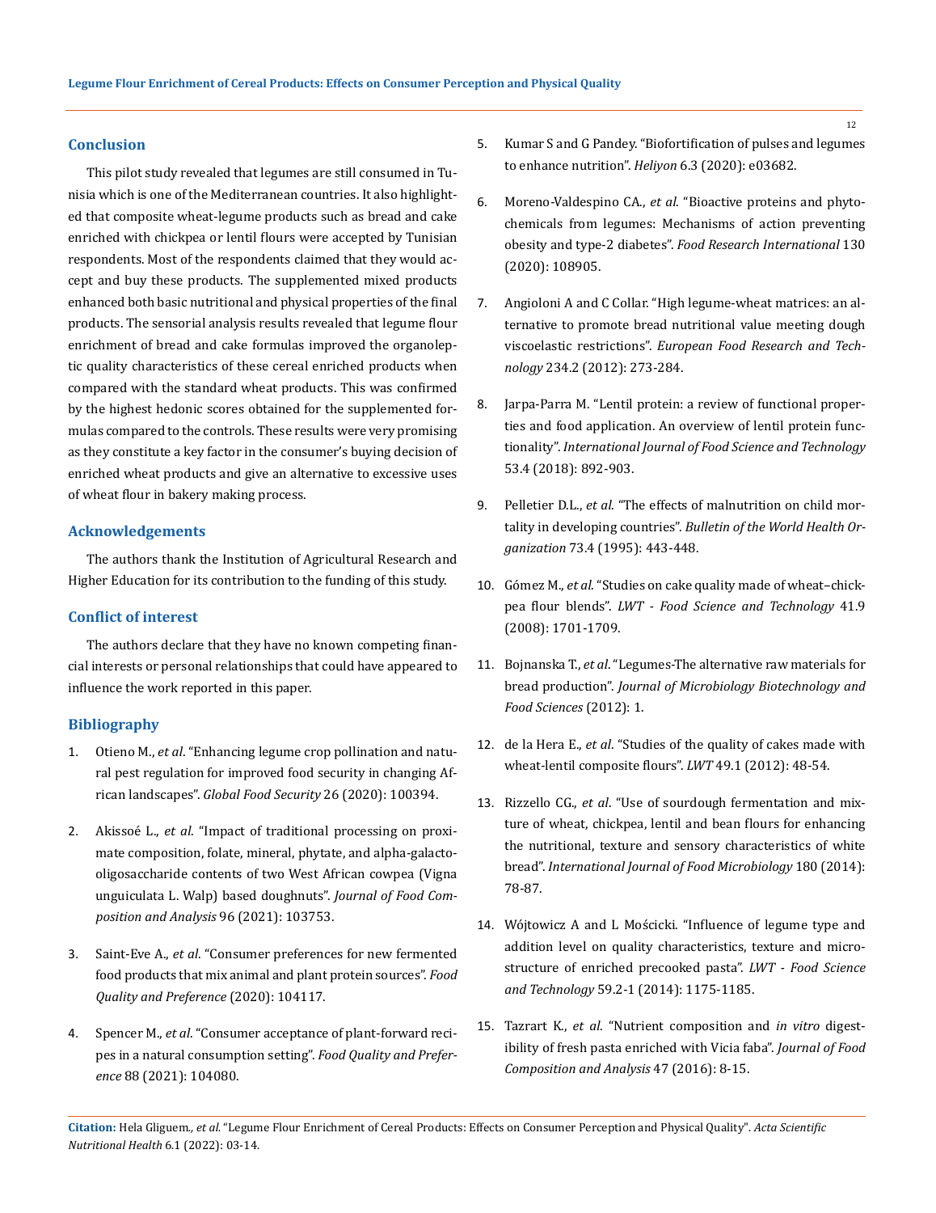## Conclusion

This pilot study revealed that legumes are still consumed in Tunisia which is one of the Mediterranean countries. It also highlighted that composite wheat-legume products such as bread and cake enriched with chickpea or lentil flours were accepted by Tunisian respondents. Most of the respondents claimed that they would accept and buy these products. The supplemented mixed products enhanced both basic nutritional and physical properties of the final products. The sensorial analysis results revealed that legume flour enrichment of bread and cake formulas improved the organoleptic quality characteristics of these cereal enriched products when compared with the standard wheat products. This was confirmed by the highest hedonic scores obtained for the supplemented formulas compared to the controls. These results were very promising as they constitute a key factor in the consumer's buying decision of enriched wheat products and give an alternative to excessive uses of wheat flour in bakery making process.

## Acknowledgements

The authors thank the Institution of Agricultural Research and Higher Education for its contribution to the funding of this study.

## Conflict of interest

The authors declare that they have no known competing financial interests or personal relationships that could have appeared to influence the work reported in this paper.

## Bibliography

1. Otieno M., *et al*. "Enhancing legume crop pollination and natural pest regulation for improved food security in changing African landscapes". *Global Food Security* 26 (2020): 100394.
2. Akissoé L., *et al*. "Impact of traditional processing on proximate composition, folate, mineral, phytate, and alpha-galacto-oligosaccharide contents of two West African cowpea (Vigna unguiculata L. Walp) based doughnuts". *Journal of Food Composition and Analysis* 96 (2021): 103753.
3. Saint-Eve A., *et al*. "Consumer preferences for new fermented food products that mix animal and plant protein sources". *Food Quality and Preference* (2020): 104117.
4. Spencer M., *et al*. "Consumer acceptance of plant-forward recipes in a natural consumption setting". *Food Quality and Preference* 88 (2021): 104080.
5. Kumar S and G Pandey. "Biofortification of pulses and legumes to enhance nutrition". *Heliyon* 6.3 (2020): e03682.
6. Moreno-Valdespino CA., *et al*. "Bioactive proteins and phytochemicals from legumes: Mechanisms of action preventing obesity and type-2 diabetes". *Food Research International* 130 (2020): 108905.
7. Angioloni A and C Collar. "High legume-wheat matrices: an alternative to promote bread nutritional value meeting dough viscoelastic restrictions". *European Food Research and Technology* 234.2 (2012): 273-284.
8. Jarpa-Parra M. "Lentil protein: a review of functional properties and food application. An overview of lentil protein functionality". *International Journal of Food Science and Technology* 53.4 (2018): 892-903.
9. Pelletier D.L., *et al*. "The effects of malnutrition on child mortality in developing countries". *Bulletin of the World Health Organization* 73.4 (1995): 443-448.
10. Gómez M., *et al*. "Studies on cake quality made of wheat–chickpea flour blends". *LWT - Food Science and Technology* 41.9 (2008): 1701-1709.
11. Bojnanska T., *et al*. "Legumes-The alternative raw materials for bread production". *Journal of Microbiology Biotechnology and Food Sciences* (2012): 1.
12. de la Hera E., *et al*. "Studies of the quality of cakes made with wheat-lentil composite flours". *LWT* 49.1 (2012): 48-54.
13. Rizzello CG., *et al*. "Use of sourdough fermentation and mixture of wheat, chickpea, lentil and bean flours for enhancing the nutritional, texture and sensory characteristics of white bread". *International Journal of Food Microbiology* 180 (2014): 78-87.
14. Wójtowicz A and L Mościcki. "Influence of legume type and addition level on quality characteristics, texture and microstructure of enriched precooked pasta". *LWT - Food Science and Technology* 59.2-1 (2014): 1175-1185.
15. Tazrart K., *et al*. "Nutrient composition and *in vitro* digestibility of fresh pasta enriched with Vicia faba". *Journal of Food Composition and Analysis* 47 (2016): 8-15.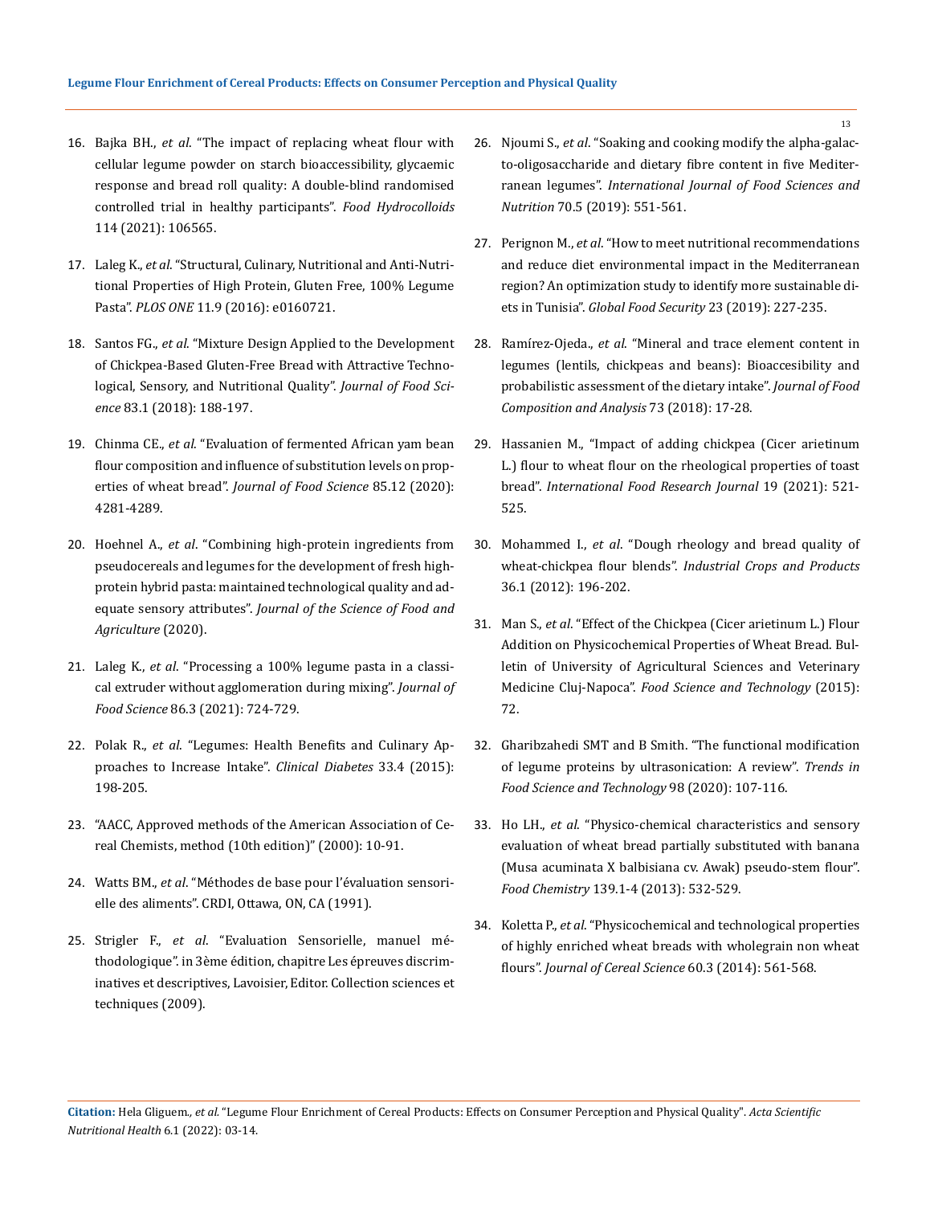16. Bajka BH., *et al*. "The impact of replacing wheat flour with cellular legume powder on starch bioaccessibility, glycaemic response and bread roll quality: A double-blind randomised controlled trial in healthy participants". *Food Hydrocolloids* 114 (2021): 106565.

17. Laleg K., *et al*. "Structural, Culinary, Nutritional and Anti-Nutritional Properties of High Protein, Gluten Free, 100% Legume Pasta". *PLOS ONE* 11.9 (2016): e0160721.

18. Santos FG., *et al*. "Mixture Design Applied to the Development of Chickpea-Based Gluten-Free Bread with Attractive Technological, Sensory, and Nutritional Quality". *Journal of Food Science* 83.1 (2018): 188-197.

19. Chinma CE., *et al*. "Evaluation of fermented African yam bean flour composition and influence of substitution levels on properties of wheat bread". *Journal of Food Science* 85.12 (2020): 4281-4289.

20. Hoehnel A., *et al*. "Combining high-protein ingredients from pseudocereals and legumes for the development of fresh high-protein hybrid pasta: maintained technological quality and adequate sensory attributes". *Journal of the Science of Food and Agriculture* (2020).

21. Laleg K., *et al*. "Processing a 100% legume pasta in a classical extruder without agglomeration during mixing". *Journal of Food Science* 86.3 (2021): 724-729.

22. Polak R., *et al*. "Legumes: Health Benefits and Culinary Approaches to Increase Intake". *Clinical Diabetes* 33.4 (2015): 198-205.

23. "AACC, Approved methods of the American Association of Cereal Chemists, method (10th edition)" (2000): 10-91.

24. Watts BM., *et al*. "Méthodes de base pour l'évaluation sensorielle des aliments". CRDI, Ottawa, ON, CA (1991).

25. Strigler F., *et al*. "Evaluation Sensorielle, manuel méthodologique". in 3ème édition, chapitre Les épreuves discriminatives et descriptives, Lavoisier, Editor. Collection sciences et techniques (2009).

26. Njoumi S., *et al*. "Soaking and cooking modify the alpha-galacto-oligosaccharide and dietary fibre content in five Mediterranean legumes". *International Journal of Food Sciences and Nutrition* 70.5 (2019): 551-561.

27. Perignon M., *et al*. "How to meet nutritional recommendations and reduce diet environmental impact in the Mediterranean region? An optimization study to identify more sustainable diets in Tunisia". *Global Food Security* 23 (2019): 227-235.

28. Ramírez-Ojeda., *et al*. "Mineral and trace element content in legumes (lentils, chickpeas and beans): Bioaccesibility and probabilistic assessment of the dietary intake". *Journal of Food Composition and Analysis* 73 (2018): 17-28.

29. Hassanien M., "Impact of adding chickpea (Cicer arietinum L.) flour to wheat flour on the rheological properties of toast bread". *International Food Research Journal* 19 (2021): 521-525.

30. Mohammed I., *et al*. "Dough rheology and bread quality of wheat-chickpea flour blends". *Industrial Crops and Products* 36.1 (2012): 196-202.

31. Man S., *et al*. "Effect of the Chickpea (Cicer arietinum L.) Flour Addition on Physicochemical Properties of Wheat Bread. Bulletin of University of Agricultural Sciences and Veterinary Medicine Cluj-Napoca". *Food Science and Technology* (2015): 72.

32. Gharibzahedi SMT and B Smith. "The functional modification of legume proteins by ultrasonication: A review". *Trends in Food Science and Technology* 98 (2020): 107-116.

33. Ho LH., *et al*. "Physico-chemical characteristics and sensory evaluation of wheat bread partially substituted with banana (Musa acuminata X balbisiana cv. Awak) pseudo-stem flour". *Food Chemistry* 139.1-4 (2013): 532-529.

34. Koletta P., *et al*. "Physicochemical and technological properties of highly enriched wheat breads with wholegrain non wheat flours". *Journal of Cereal Science* 60.3 (2014): 561-568.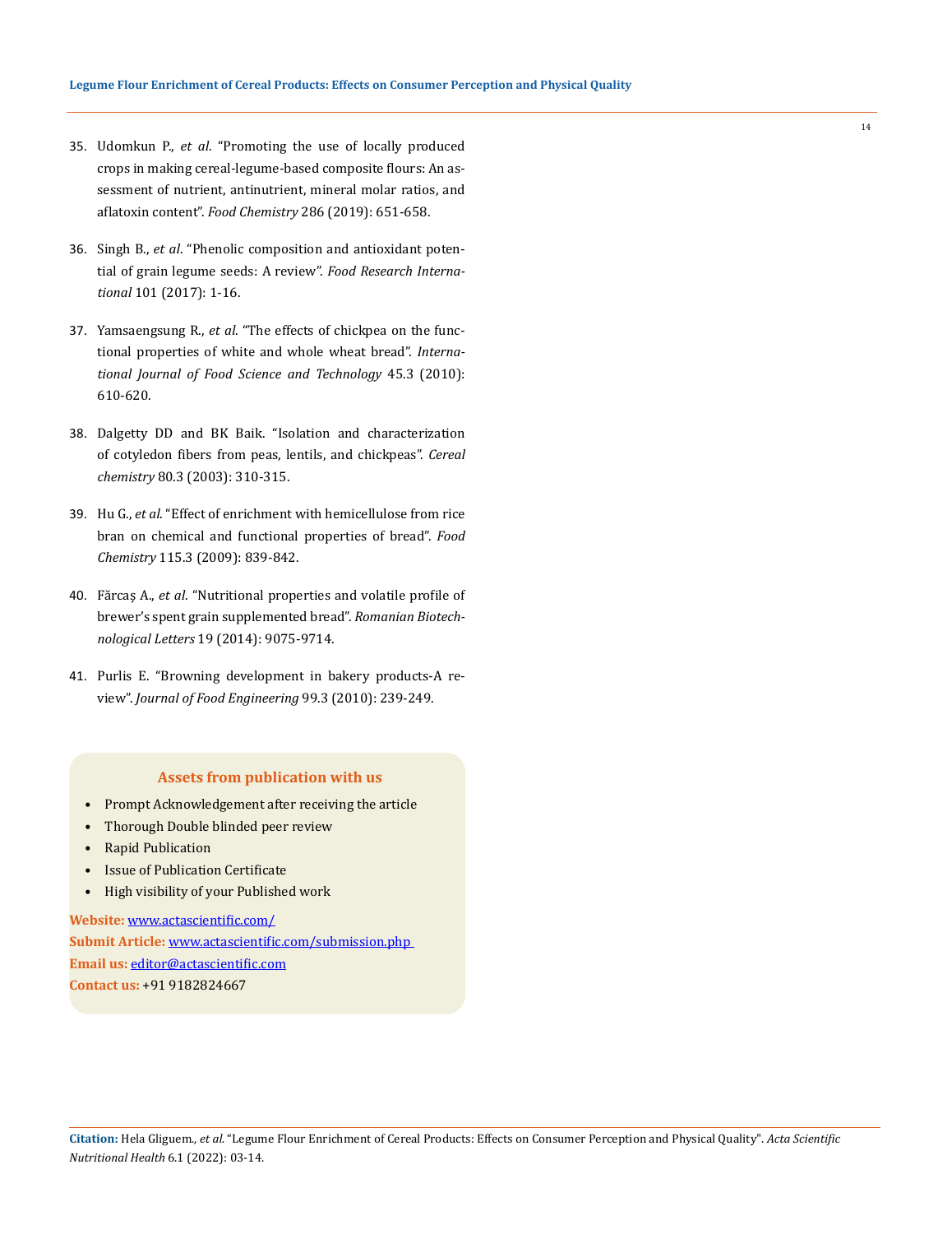35. Udomkun P., *et al*. "Promoting the use of locally produced crops in making cereal-legume-based composite flours: An assessment of nutrient, antinutrient, mineral molar ratios, and aflatoxin content". *Food Chemistry* 286 (2019): 651-658.

36. Singh B., *et al*. "Phenolic composition and antioxidant potential of grain legume seeds: A review". *Food Research International* 101 (2017): 1-16.

37. Yamsaengsung R., *et al*. "The effects of chickpea on the functional properties of white and whole wheat bread". *International Journal of Food Science and Technology* 45.3 (2010): 610-620.

38. Dalgetty DD and BK Baik. "Isolation and characterization of cotyledon fibers from peas, lentils, and chickpeas". *Cereal chemistry* 80.3 (2003): 310-315.

39. Hu G., *et al*. "Effect of enrichment with hemicellulose from rice bran on chemical and functional properties of bread". *Food Chemistry* 115.3 (2009): 839-842.

40. Fărcaş A., *et al*. "Nutritional properties and volatile profile of brewer's spent grain supplemented bread". *Romanian Biotechnological Letters* 19 (2014): 9075-9714.

41. Purlis E. "Browning development in bakery products-A review". *Journal of Food Engineering* 99.3 (2010): 239-249.

**Assets from publication with us**

- Prompt Acknowledgement after receiving the article
- Thorough Double blinded peer review
- Rapid Publication
- Issue of Publication Certificate
- High visibility of your Published work

**Website:** www.actascientific.com/
**Submit Article:** www.actascientific.com/submission.php
**Email us:** editor@actascientific.com
**Contact us:** +91 9182824667